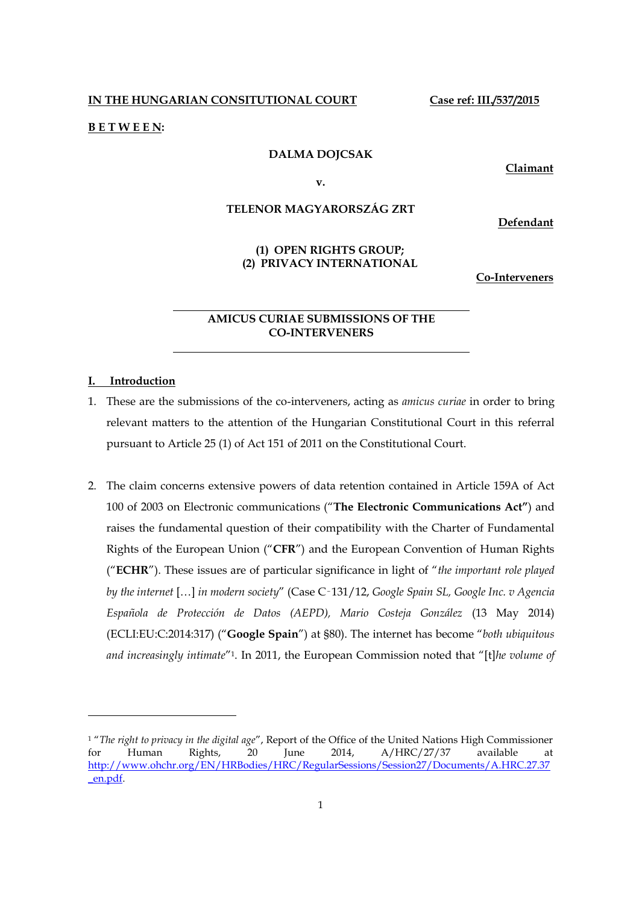**IN THE HUNGARIAN CONSITUTIONAL COURT** **Case ref: III./537/2015**

**B E T W E E N:**

**DALMA DOJCSAK**

**Claimant**

**v.**

**TELENOR MAGYARORSZÁG ZRT**

**Defendant**

**(1) OPEN RIGHTS GROUP;**
**(2) PRIVACY INTERNATIONAL**

**Co-Interveners**

---

**AMICUS CURIAE SUBMISSIONS OF THE CO-INTERVENERS**

---

## I. Introduction

1. These are the submissions of the co-interveners, acting as *amicus curiae* in order to bring relevant matters to the attention of the Hungarian Constitutional Court in this referral pursuant to Article 25 (1) of Act 151 of 2011 on the Constitutional Court.

2. The claim concerns extensive powers of data retention contained in Article 159A of Act 100 of 2003 on Electronic communications ("**The Electronic Communications Act"**) and raises the fundamental question of their compatibility with the Charter of Fundamental Rights of the European Union ("**CFR**") and the European Convention of Human Rights ("**ECHR**"). These issues are of particular significance in light of "*the important role played by the internet* […] *in modern society*" (Case C‑131/12, *Google Spain SL, Google Inc. v Agencia Española de Protección de Datos (AEPD), Mario Costeja González* (13 May 2014) (ECLI:EU:C:2014:317) ("**Google Spain**") at §80). The internet has become "*both ubiquitous and increasingly intimate*"[1]. In 2011, the European Commission noted that "[t]*he volume of*

---

[1] "*The right to privacy in the digital age*", Report of the Office of the United Nations High Commissioner for Human Rights, 20 June 2014, A/HRC/27/37 available at http://www.ohchr.org/EN/HRBodies/HRC/RegularSessions/Session27/Documents/A.HRC.27.37_en.pdf.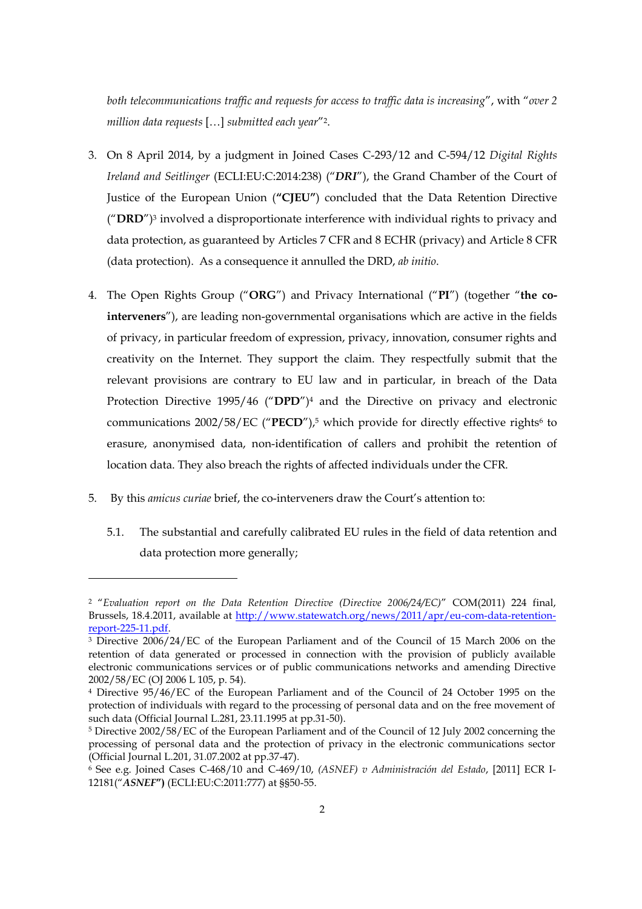*both telecommunications traffic and requests for access to traffic data is increasing*", with "*over 2 million data requests* […] *submitted each year*"[2].

3. On 8 April 2014, by a judgment in Joined Cases C-293/12 and C-594/12 *Digital Rights Ireland and Seitlinger* (ECLI:EU:C:2014:238) ("***DRI***"), the Grand Chamber of the Court of Justice of the European Union (**"CJEU"**) concluded that the Data Retention Directive ("**DRD**")[3] involved a disproportionate interference with individual rights to privacy and data protection, as guaranteed by Articles 7 CFR and 8 ECHR (privacy) and Article 8 CFR (data protection). As a consequence it annulled the DRD, *ab initio*.

4. The Open Rights Group ("**ORG**") and Privacy International ("**PI**") (together "**the co-interveners**"), are leading non-governmental organisations which are active in the fields of privacy, in particular freedom of expression, privacy, innovation, consumer rights and creativity on the Internet. They support the claim. They respectfully submit that the relevant provisions are contrary to EU law and in particular, in breach of the Data Protection Directive 1995/46 ("**DPD**")[4] and the Directive on privacy and electronic communications 2002/58/EC ("**PECD**"),[5] which provide for directly effective rights[6] to erasure, anonymised data, non-identification of callers and prohibit the retention of location data. They also breach the rights of affected individuals under the CFR.

5. By this *amicus curiae* brief, the co-interveners draw the Court's attention to:

   5.1. The substantial and carefully calibrated EU rules in the field of data retention and data protection more generally;

---

[2] "*Evaluation report on the Data Retention Directive (Directive 2006/24/EC)*" COM(2011) 224 final, Brussels, 18.4.2011, available at [http://www.statewatch.org/news/2011/apr/eu-com-data-retention-report-225-11.pdf](http://www.statewatch.org/news/2011/apr/eu-com-data-retention-report-225-11.pdf).

[3] Directive 2006/24/EC of the European Parliament and of the Council of 15 March 2006 on the retention of data generated or processed in connection with the provision of publicly available electronic communications services or of public communications networks and amending Directive 2002/58/EC (OJ 2006 L 105, p. 54).

[4] Directive 95/46/EC of the European Parliament and of the Council of 24 October 1995 on the protection of individuals with regard to the processing of personal data and on the free movement of such data (Official Journal L.281, 23.11.1995 at pp.31-50).

[5] Directive 2002/58/EC of the European Parliament and of the Council of 12 July 2002 concerning the processing of personal data and the protection of privacy in the electronic communications sector (Official Journal L.201, 31.07.2002 at pp.37-47).

[6] See e.g. Joined Cases C-468/10 and C-469/10, *(ASNEF) v Administración del Estado*, [2011] ECR I-12181("***ASNEF*"**) (ECLI:EU:C:2011:777) at §§50-55.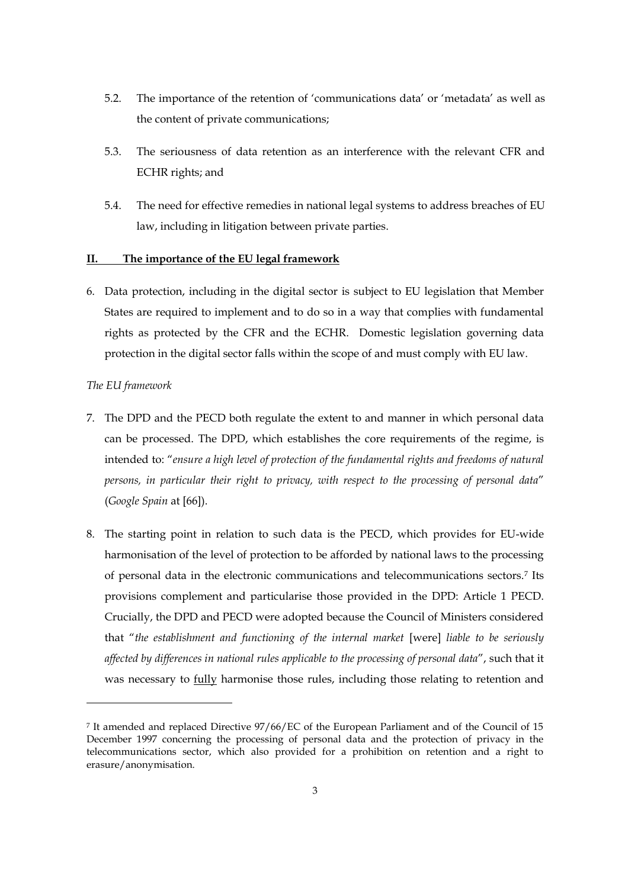5.2. The importance of the retention of 'communications data' or 'metadata' as well as the content of private communications;

5.3. The seriousness of data retention as an interference with the relevant CFR and ECHR rights; and

5.4. The need for effective remedies in national legal systems to address breaches of EU law, including in litigation between private parties.

## II. <u>The importance of the EU legal framework</u>

6. Data protection, including in the digital sector is subject to EU legislation that Member States are required to implement and to do so in a way that complies with fundamental rights as protected by the CFR and the ECHR. Domestic legislation governing data protection in the digital sector falls within the scope of and must comply with EU law.

*The EU framework*

7. The DPD and the PECD both regulate the extent to and manner in which personal data can be processed. The DPD, which establishes the core requirements of the regime, is intended to: "*ensure a high level of protection of the fundamental rights and freedoms of natural persons, in particular their right to privacy, with respect to the processing of personal data*" (*Google Spain* at [66]).

8. The starting point in relation to such data is the PECD, which provides for EU-wide harmonisation of the level of protection to be afforded by national laws to the processing of personal data in the electronic communications and telecommunications sectors.[7] Its provisions complement and particularise those provided in the DPD: Article 1 PECD. Crucially, the DPD and PECD were adopted because the Council of Ministers considered that "*the establishment and functioning of the internal market* [were] *liable to be seriously affected by differences in national rules applicable to the processing of personal data*", such that it was necessary to <u>fully</u> harmonise those rules, including those relating to retention and

---

[7] It amended and replaced Directive 97/66/EC of the European Parliament and of the Council of 15 December 1997 concerning the processing of personal data and the protection of privacy in the telecommunications sector, which also provided for a prohibition on retention and a right to erasure/anonymisation.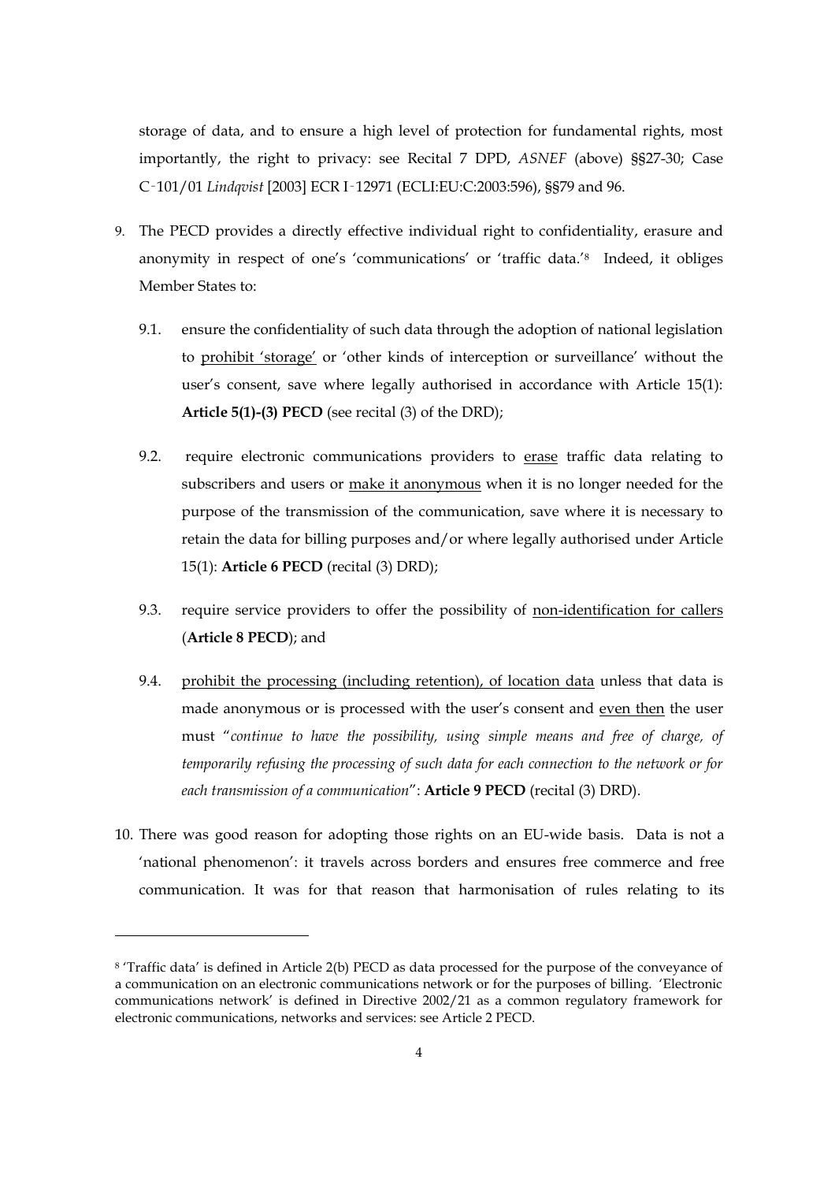storage of data, and to ensure a high level of protection for fundamental rights, most importantly, the right to privacy: see Recital 7 DPD, *ASNEF* (above) §§27-30; Case C‑101/01 *Lindqvist* [2003] ECR I‑12971 (ECLI:EU:C:2003:596), §§79 and 96.

9. The PECD provides a directly effective individual right to confidentiality, erasure and anonymity in respect of one's 'communications' or 'traffic data.'[8] Indeed, it obliges Member States to:

   9.1. ensure the confidentiality of such data through the adoption of national legislation to prohibit 'storage' or 'other kinds of interception or surveillance' without the user's consent, save where legally authorised in accordance with Article 15(1): **Article 5(1)-(3) PECD** (see recital (3) of the DRD);

   9.2. require electronic communications providers to erase traffic data relating to subscribers and users or make it anonymous when it is no longer needed for the purpose of the transmission of the communication, save where it is necessary to retain the data for billing purposes and/or where legally authorised under Article 15(1): **Article 6 PECD** (recital (3) DRD);

   9.3. require service providers to offer the possibility of non-identification for callers (**Article 8 PECD**); and

   9.4. prohibit the processing (including retention), of location data unless that data is made anonymous or is processed with the user's consent and even then the user must "*continue to have the possibility, using simple means and free of charge, of temporarily refusing the processing of such data for each connection to the network or for each transmission of a communication*": **Article 9 PECD** (recital (3) DRD).

10. There was good reason for adopting those rights on an EU-wide basis. Data is not a 'national phenomenon': it travels across borders and ensures free commerce and free communication. It was for that reason that harmonisation of rules relating to its

[8] 'Traffic data' is defined in Article 2(b) PECD as data processed for the purpose of the conveyance of a communication on an electronic communications network or for the purposes of billing. 'Electronic communications network' is defined in Directive 2002/21 as a common regulatory framework for electronic communications, networks and services: see Article 2 PECD.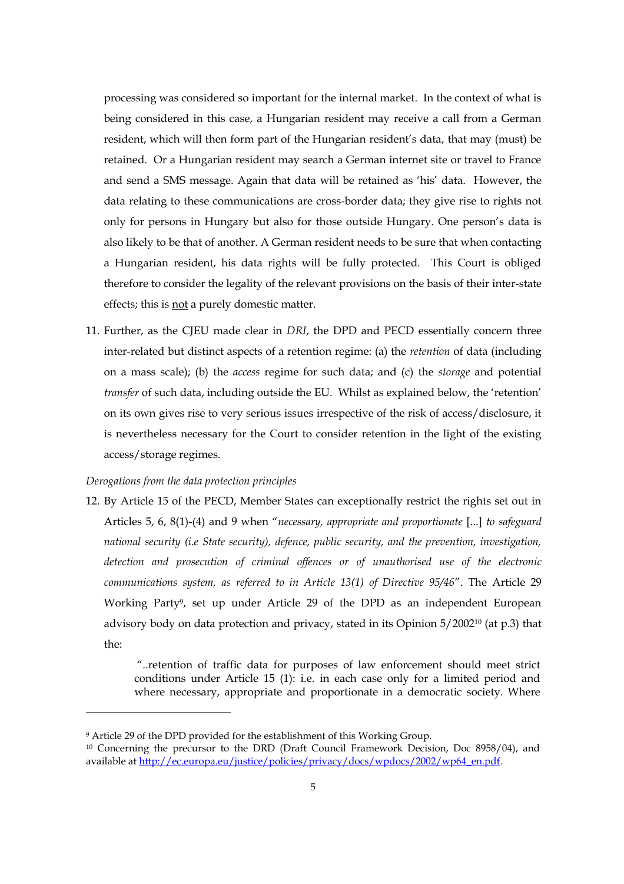processing was considered so important for the internal market. In the context of what is being considered in this case, a Hungarian resident may receive a call from a German resident, which will then form part of the Hungarian resident's data, that may (must) be retained. Or a Hungarian resident may search a German internet site or travel to France and send a SMS message. Again that data will be retained as 'his' data. However, the data relating to these communications are cross-border data; they give rise to rights not only for persons in Hungary but also for those outside Hungary. One person's data is also likely to be that of another. A German resident needs to be sure that when contacting a Hungarian resident, his data rights will be fully protected. This Court is obliged therefore to consider the legality of the relevant provisions on the basis of their inter-state effects; this is <u>not</u> a purely domestic matter.

11. Further, as the CJEU made clear in *DRI*, the DPD and PECD essentially concern three inter-related but distinct aspects of a retention regime: (a) the *retention* of data (including on a mass scale); (b) the *access* regime for such data; and (c) the *storage* and potential *transfer* of such data, including outside the EU. Whilst as explained below, the 'retention' on its own gives rise to very serious issues irrespective of the risk of access/disclosure, it is nevertheless necessary for the Court to consider retention in the light of the existing access/storage regimes.

*Derogations from the data protection principles*

12. By Article 15 of the PECD, Member States can exceptionally restrict the rights set out in Articles 5, 6, 8(1)-(4) and 9 when "*necessary, appropriate and proportionate* [...] *to safeguard national security (i.e State security), defence, public security, and the prevention, investigation, detection and prosecution of criminal offences or of unauthorised use of the electronic communications system, as referred to in Article 13(1) of Directive 95/46*". The Article 29 Working Party[9], set up under Article 29 of the DPD as an independent European advisory body on data protection and privacy, stated in its Opinion 5/2002[10] (at p.3) that the:

> "..retention of traffic data for purposes of law enforcement should meet strict conditions under Article 15 (1): i.e. in each case only for a limited period and where necessary, appropriate and proportionate in a democratic society. Where

---

[9] Article 29 of the DPD provided for the establishment of this Working Group.

[10] Concerning the precursor to the DRD (Draft Council Framework Decision, Doc 8958/04), and available at [http://ec.europa.eu/justice/policies/privacy/docs/wpdocs/2002/wp64_en.pdf](http://ec.europa.eu/justice/policies/privacy/docs/wpdocs/2002/wp64_en.pdf).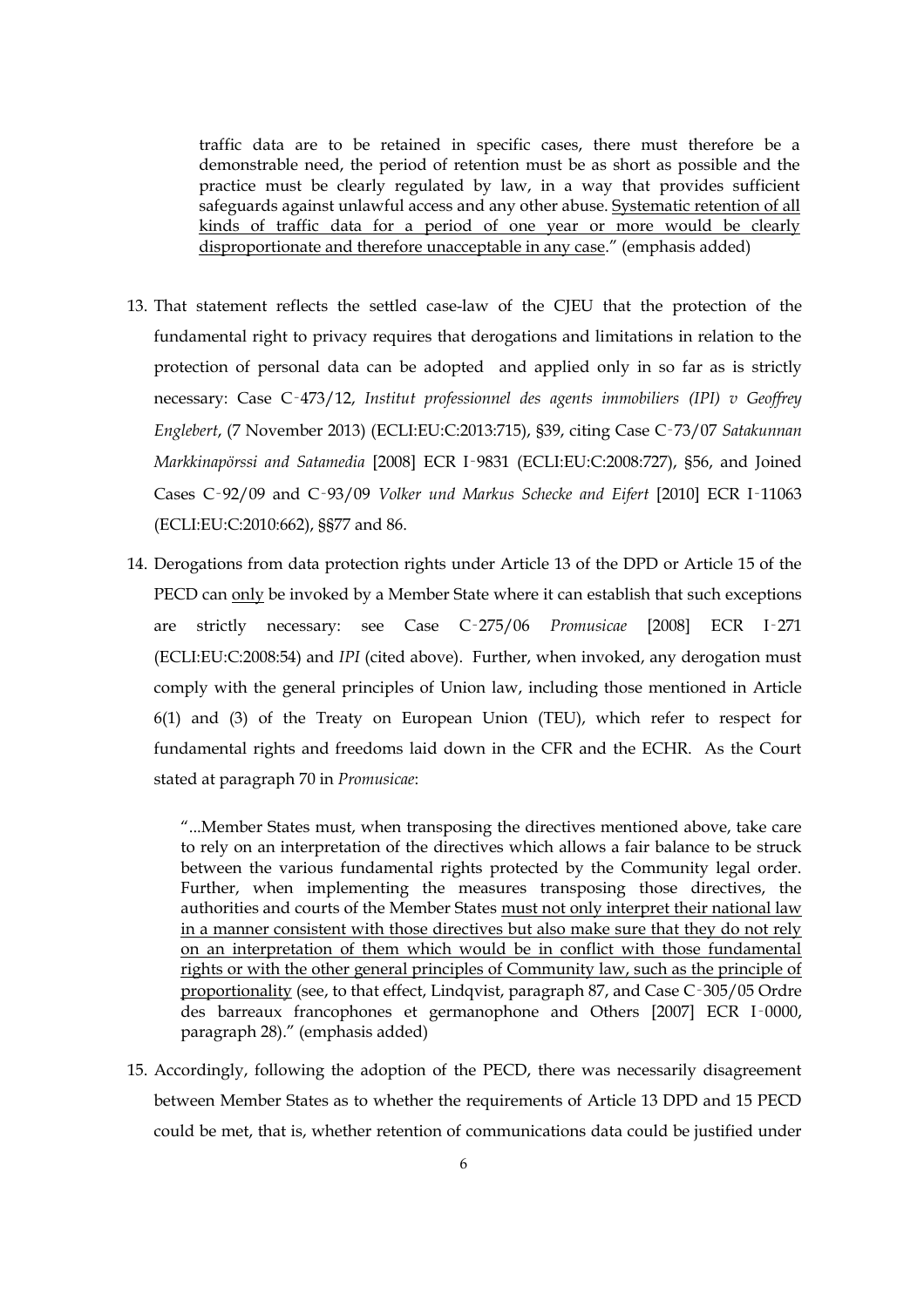traffic data are to be retained in specific cases, there must therefore be a demonstrable need, the period of retention must be as short as possible and the practice must be clearly regulated by law, in a way that provides sufficient safeguards against unlawful access and any other abuse. <u>Systematic retention of all kinds of traffic data for a period of one year or more would be clearly disproportionate and therefore unacceptable in any case</u>." (emphasis added)

13. That statement reflects the settled case-law of the CJEU that the protection of the fundamental right to privacy requires that derogations and limitations in relation to the protection of personal data can be adopted and applied only in so far as is strictly necessary: Case C‑473/12, *Institut professionnel des agents immobiliers (IPI) v Geoffrey Englebert*, (7 November 2013) (ECLI:EU:C:2013:715), §39, citing Case C‑73/07 *Satakunnan Markkinapörssi and Satamedia* [2008] ECR I‑9831 (ECLI:EU:C:2008:727), §56, and Joined Cases C‑92/09 and C‑93/09 *Volker und Markus Schecke and Eifert* [2010] ECR I‑11063 (ECLI:EU:C:2010:662), §§77 and 86.

14. Derogations from data protection rights under Article 13 of the DPD or Article 15 of the PECD can <u>only</u> be invoked by a Member State where it can establish that such exceptions are strictly necessary: see Case C‑275/06 *Promusicae* [2008] ECR I‑271 (ECLI:EU:C:2008:54) and *IPI* (cited above). Further, when invoked, any derogation must comply with the general principles of Union law, including those mentioned in Article 6(1) and (3) of the Treaty on European Union (TEU), which refer to respect for fundamental rights and freedoms laid down in the CFR and the ECHR. As the Court stated at paragraph 70 in *Promusicae*:

   "...Member States must, when transposing the directives mentioned above, take care to rely on an interpretation of the directives which allows a fair balance to be struck between the various fundamental rights protected by the Community legal order. Further, when implementing the measures transposing those directives, the authorities and courts of the Member States <u>must not only interpret their national law in a manner consistent with those directives but also make sure that they do not rely on an interpretation of them which would be in conflict with those fundamental rights or with the other general principles of Community law, such as the principle of proportionality</u> (see, to that effect, Lindqvist, paragraph 87, and Case C‑305/05 Ordre des barreaux francophones et germanophone and Others [2007] ECR I‑0000, paragraph 28)." (emphasis added)

15. Accordingly, following the adoption of the PECD, there was necessarily disagreement between Member States as to whether the requirements of Article 13 DPD and 15 PECD could be met, that is, whether retention of communications data could be justified under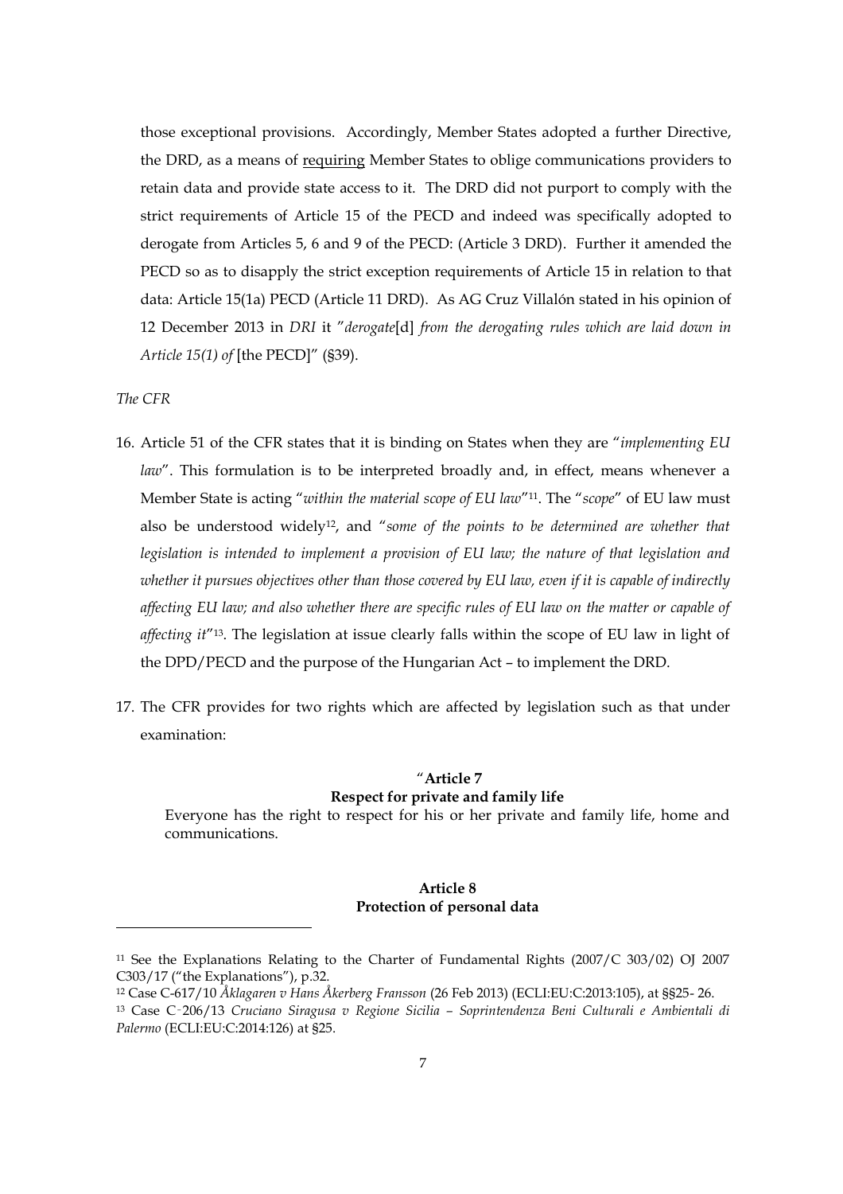those exceptional provisions. Accordingly, Member States adopted a further Directive, the DRD, as a means of requiring Member States to oblige communications providers to retain data and provide state access to it. The DRD did not purport to comply with the strict requirements of Article 15 of the PECD and indeed was specifically adopted to derogate from Articles 5, 6 and 9 of the PECD: (Article 3 DRD). Further it amended the PECD so as to disapply the strict exception requirements of Article 15 in relation to that data: Article 15(1a) PECD (Article 11 DRD). As AG Cruz Villalón stated in his opinion of 12 December 2013 in *DRI* it "*derogate*[d] *from the derogating rules which are laid down in Article 15(1) of* [the PECD]" (§39).

*The CFR*

16. Article 51 of the CFR states that it is binding on States when they are "*implementing EU law*". This formulation is to be interpreted broadly and, in effect, means whenever a Member State is acting "*within the material scope of EU law*"[11]. The "*scope*" of EU law must also be understood widely[12], and "*some of the points to be determined are whether that legislation is intended to implement a provision of EU law; the nature of that legislation and whether it pursues objectives other than those covered by EU law, even if it is capable of indirectly affecting EU law; and also whether there are specific rules of EU law on the matter or capable of affecting it*"[13]. The legislation at issue clearly falls within the scope of EU law in light of the DPD/PECD and the purpose of the Hungarian Act – to implement the DRD.

17. The CFR provides for two rights which are affected by legislation such as that under examination:

> "**Article 7**
> **Respect for private and family life**
>
> Everyone has the right to respect for his or her private and family life, home and communications.
>
> **Article 8**
> **Protection of personal data**

---

[11] See the Explanations Relating to the Charter of Fundamental Rights (2007/C 303/02) OJ 2007 C303/17 ("the Explanations"), p.32.

[12] Case C-617/10 *Åklagaren v Hans Åkerberg Fransson* (26 Feb 2013) (ECLI:EU:C:2013:105), at §§25- 26.

[13] Case C‑206/13 *Cruciano Siragusa v Regione Sicilia – Soprintendenza Beni Culturali e Ambientali di Palermo* (ECLI:EU:C:2014:126) at §25.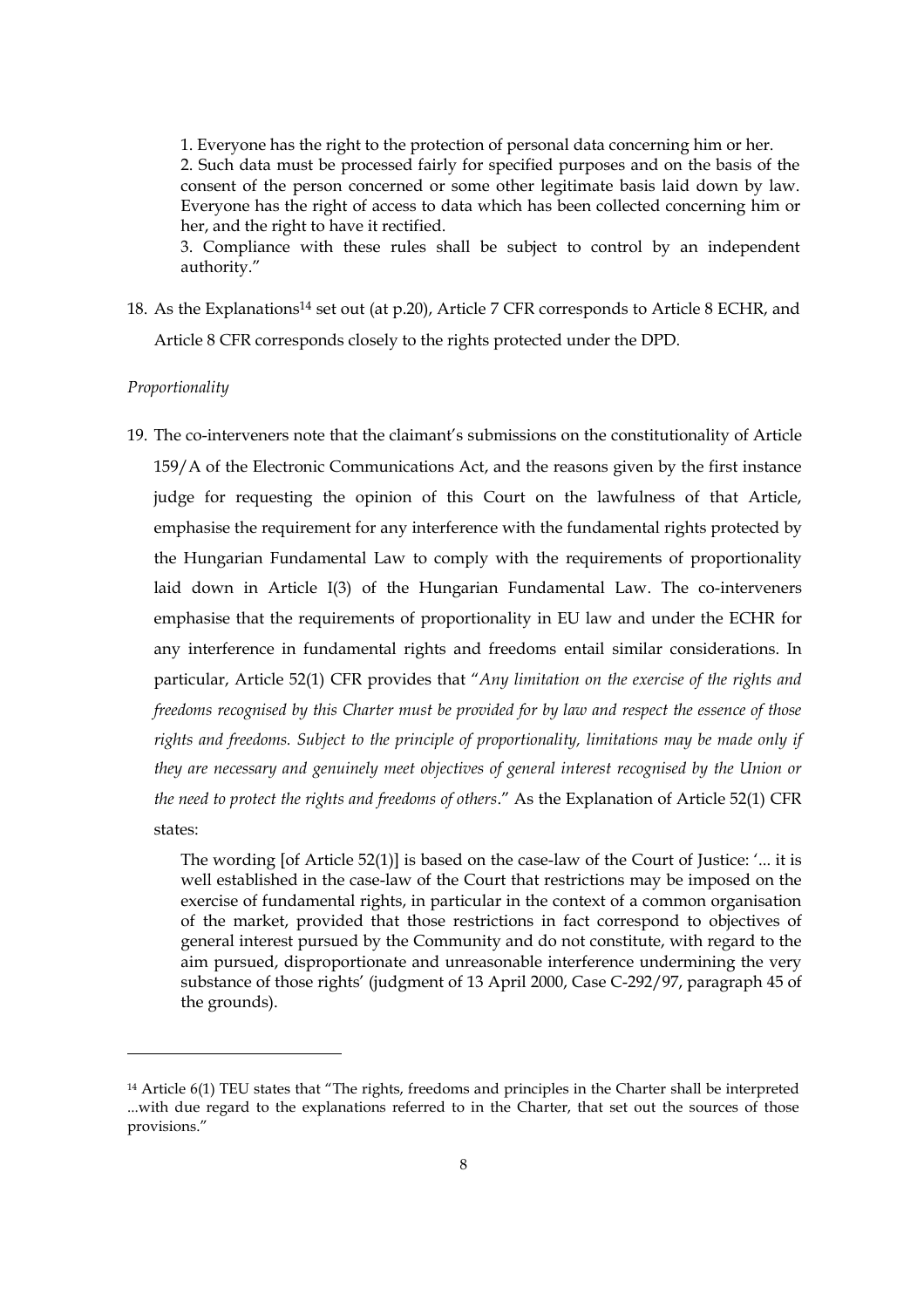> 1. Everyone has the right to the protection of personal data concerning him or her.
> 2. Such data must be processed fairly for specified purposes and on the basis of the consent of the person concerned or some other legitimate basis laid down by law. Everyone has the right of access to data which has been collected concerning him or her, and the right to have it rectified.
> 3. Compliance with these rules shall be subject to control by an independent authority."

18. As the Explanations[14] set out (at p.20), Article 7 CFR corresponds to Article 8 ECHR, and Article 8 CFR corresponds closely to the rights protected under the DPD.

*Proportionality*

19. The co-interveners note that the claimant's submissions on the constitutionality of Article 159/A of the Electronic Communications Act, and the reasons given by the first instance judge for requesting the opinion of this Court on the lawfulness of that Article, emphasise the requirement for any interference with the fundamental rights protected by the Hungarian Fundamental Law to comply with the requirements of proportionality laid down in Article I(3) of the Hungarian Fundamental Law. The co-interveners emphasise that the requirements of proportionality in EU law and under the ECHR for any interference in fundamental rights and freedoms entail similar considerations. In particular, Article 52(1) CFR provides that "*Any limitation on the exercise of the rights and freedoms recognised by this Charter must be provided for by law and respect the essence of those rights and freedoms. Subject to the principle of proportionality, limitations may be made only if they are necessary and genuinely meet objectives of general interest recognised by the Union or the need to protect the rights and freedoms of others*." As the Explanation of Article 52(1) CFR states:

> The wording [of Article 52(1)] is based on the case-law of the Court of Justice: '... it is well established in the case-law of the Court that restrictions may be imposed on the exercise of fundamental rights, in particular in the context of a common organisation of the market, provided that those restrictions in fact correspond to objectives of general interest pursued by the Community and do not constitute, with regard to the aim pursued, disproportionate and unreasonable interference undermining the very substance of those rights' (judgment of 13 April 2000, Case C-292/97, paragraph 45 of the grounds).

---

[14] Article 6(1) TEU states that "The rights, freedoms and principles in the Charter shall be interpreted ...with due regard to the explanations referred to in the Charter, that set out the sources of those provisions."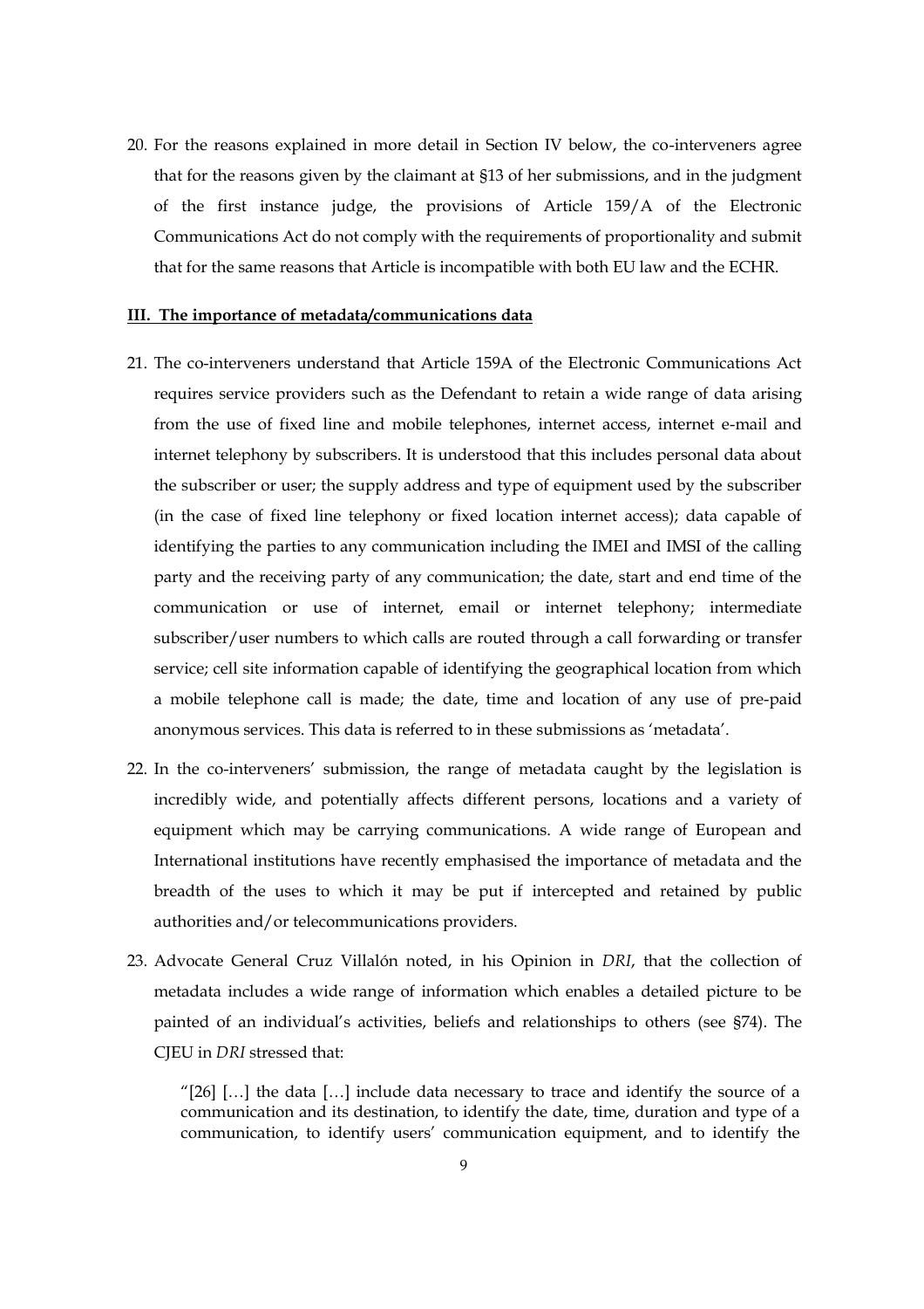20. For the reasons explained in more detail in Section IV below, the co-interveners agree that for the reasons given by the claimant at §13 of her submissions, and in the judgment of the first instance judge, the provisions of Article 159/A of the Electronic Communications Act do not comply with the requirements of proportionality and submit that for the same reasons that Article is incompatible with both EU law and the ECHR.

## III. The importance of metadata/communications data

21. The co-interveners understand that Article 159A of the Electronic Communications Act requires service providers such as the Defendant to retain a wide range of data arising from the use of fixed line and mobile telephones, internet access, internet e-mail and internet telephony by subscribers. It is understood that this includes personal data about the subscriber or user; the supply address and type of equipment used by the subscriber (in the case of fixed line telephony or fixed location internet access); data capable of identifying the parties to any communication including the IMEI and IMSI of the calling party and the receiving party of any communication; the date, start and end time of the communication or use of internet, email or internet telephony; intermediate subscriber/user numbers to which calls are routed through a call forwarding or transfer service; cell site information capable of identifying the geographical location from which a mobile telephone call is made; the date, time and location of any use of pre-paid anonymous services. This data is referred to in these submissions as 'metadata'.

22. In the co-interveners' submission, the range of metadata caught by the legislation is incredibly wide, and potentially affects different persons, locations and a variety of equipment which may be carrying communications. A wide range of European and International institutions have recently emphasised the importance of metadata and the breadth of the uses to which it may be put if intercepted and retained by public authorities and/or telecommunications providers.

23. Advocate General Cruz Villalón noted, in his Opinion in *DRI*, that the collection of metadata includes a wide range of information which enables a detailed picture to be painted of an individual's activities, beliefs and relationships to others (see §74). The CJEU in *DRI* stressed that:

    "[26] […] the data […] include data necessary to trace and identify the source of a communication and its destination, to identify the date, time, duration and type of a communication, to identify users' communication equipment, and to identify the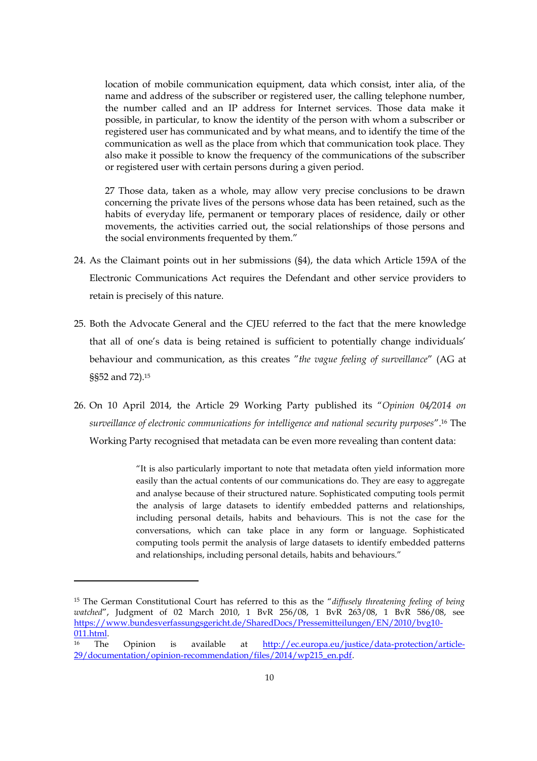> location of mobile communication equipment, data which consist, inter alia, of the name and address of the subscriber or registered user, the calling telephone number, the number called and an IP address for Internet services. Those data make it possible, in particular, to know the identity of the person with whom a subscriber or registered user has communicated and by what means, and to identify the time of the communication as well as the place from which that communication took place. They also make it possible to know the frequency of the communications of the subscriber or registered user with certain persons during a given period.
>
> 27 Those data, taken as a whole, may allow very precise conclusions to be drawn concerning the private lives of the persons whose data has been retained, such as the habits of everyday life, permanent or temporary places of residence, daily or other movements, the activities carried out, the social relationships of those persons and the social environments frequented by them."

24. As the Claimant points out in her submissions (§4), the data which Article 159A of the Electronic Communications Act requires the Defendant and other service providers to retain is precisely of this nature.

25. Both the Advocate General and the CJEU referred to the fact that the mere knowledge that all of one's data is being retained is sufficient to potentially change individuals' behaviour and communication, as this creates "*the vague feeling of surveillance*" (AG at §§52 and 72).[15]

26. On 10 April 2014, the Article 29 Working Party published its "*Opinion 04/2014 on surveillance of electronic communications for intelligence and national security purposes*".[16] The Working Party recognised that metadata can be even more revealing than content data:

> "It is also particularly important to note that metadata often yield information more easily than the actual contents of our communications do. They are easy to aggregate and analyse because of their structured nature. Sophisticated computing tools permit the analysis of large datasets to identify embedded patterns and relationships, including personal details, habits and behaviours. This is not the case for the conversations, which can take place in any form or language. Sophisticated computing tools permit the analysis of large datasets to identify embedded patterns and relationships, including personal details, habits and behaviours."

---

[15] The German Constitutional Court has referred to this as the "*diffusely threatening feeling of being watched*", Judgment of 02 March 2010, 1 BvR 256/08, 1 BvR 263/08, 1 BvR 586/08, see https://www.bundesverfassungsgericht.de/SharedDocs/Pressemitteilungen/EN/2010/bvg10-011.html.

[16] The Opinion is available at http://ec.europa.eu/justice/data-protection/article-29/documentation/opinion-recommendation/files/2014/wp215_en.pdf.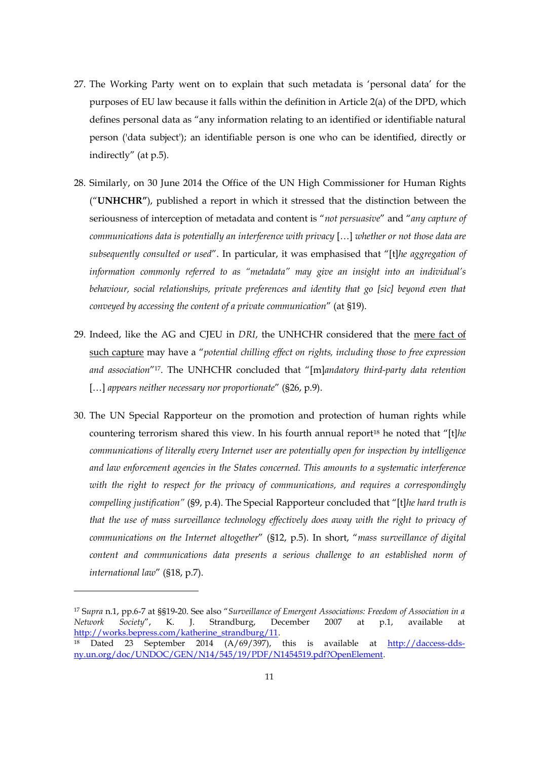27. The Working Party went on to explain that such metadata is 'personal data' for the purposes of EU law because it falls within the definition in Article 2(a) of the DPD, which defines personal data as "any information relating to an identified or identifiable natural person ('data subject'); an identifiable person is one who can be identified, directly or indirectly" (at p.5).

28. Similarly, on 30 June 2014 the Office of the UN High Commissioner for Human Rights ("**UNHCHR"**), published a report in which it stressed that the distinction between the seriousness of interception of metadata and content is "*not persuasive*" and "*any capture of communications data is potentially an interference with privacy* […] *whether or not those data are subsequently consulted or used*". In particular, it was emphasised that "[t]*he aggregation of information commonly referred to as "metadata" may give an insight into an individual's behaviour, social relationships, private preferences and identity that go [sic] beyond even that conveyed by accessing the content of a private communication*" (at §19).

29. Indeed, like the AG and CJEU in *DRI*, the UNHCHR considered that the <u>mere fact of such capture</u> may have a "*potential chilling effect on rights, including those to free expression and association*"[17]. The UNHCHR concluded that "[m]*andatory third-party data retention* […] *appears neither necessary nor proportionate*" (§26, p.9).

30. The UN Special Rapporteur on the promotion and protection of human rights while countering terrorism shared this view. In his fourth annual report[18] he noted that "[t]*he communications of literally every Internet user are potentially open for inspection by intelligence and law enforcement agencies in the States concerned. This amounts to a systematic interference with the right to respect for the privacy of communications, and requires a correspondingly compelling justification"* (§9, p.4). The Special Rapporteur concluded that "[t]*he hard truth is that the use of mass surveillance technology effectively does away with the right to privacy of communications on the Internet altogether*" (§12, p.5). In short, "*mass surveillance of digital content and communications data presents a serious challenge to an established norm of international law*" (§18, p.7).

---

[17] *Supra* n.1, pp.6-7 at §§19-20. See also "*Surveillance of Emergent Associations: Freedom of Association in a Network Society*", K. J. Strandburg, December 2007 at p.1, available at http://works.bepress.com/katherine_strandburg/11.

[18] Dated 23 September 2014 (A/69/397), this is available at http://daccess-dds-ny.un.org/doc/UNDOC/GEN/N14/545/19/PDF/N1454519.pdf?OpenElement.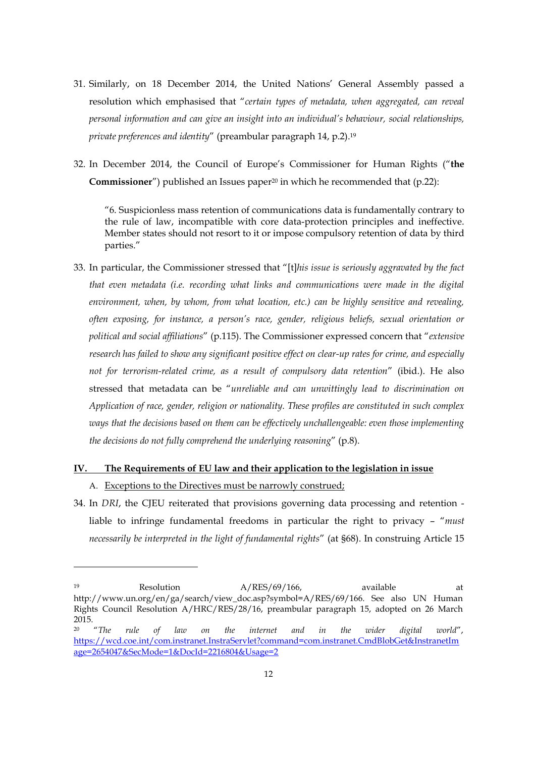31. Similarly, on 18 December 2014, the United Nations' General Assembly passed a resolution which emphasised that "*certain types of metadata, when aggregated, can reveal personal information and can give an insight into an individual's behaviour, social relationships, private preferences and identity*" (preambular paragraph 14, p.2).[19]

32. In December 2014, the Council of Europe's Commissioner for Human Rights ("**the Commissioner**") published an Issues paper[20] in which he recommended that (p.22):

> "6. Suspicionless mass retention of communications data is fundamentally contrary to the rule of law, incompatible with core data-protection principles and ineffective. Member states should not resort to it or impose compulsory retention of data by third parties."

33. In particular, the Commissioner stressed that "[t]*his issue is seriously aggravated by the fact that even metadata (i.e. recording what links and communications were made in the digital environment, when, by whom, from what location, etc.) can be highly sensitive and revealing, often exposing, for instance, a person's race, gender, religious beliefs, sexual orientation or political and social affiliations*" (p.115). The Commissioner expressed concern that "*extensive research has failed to show any significant positive effect on clear-up rates for crime, and especially not for terrorism-related crime, as a result of compulsory data retention*" (ibid.). He also stressed that metadata can be "*unreliable and can unwittingly lead to discrimination on Application of race, gender, religion or nationality. These profiles are constituted in such complex ways that the decisions based on them can be effectively unchallengeable: even those implementing the decisions do not fully comprehend the underlying reasoning*" (p.8).

## IV. The Requirements of EU law and their application to the legislation in issue

### A. Exceptions to the Directives must be narrowly construed;

34. In *DRI*, the CJEU reiterated that provisions governing data processing and retention - liable to infringe fundamental freedoms in particular the right to privacy – "*must necessarily be interpreted in the light of fundamental rights*" (at §68). In construing Article 15

---

[19] Resolution A/RES/69/166, available at http://www.un.org/en/ga/search/view_doc.asp?symbol=A/RES/69/166. See also UN Human Rights Council Resolution A/HRC/RES/28/16, preambular paragraph 15, adopted on 26 March 2015.

[20] "*The rule of law on the internet and in the wider digital world*", https://wcd.coe.int/com.instranet.InstraServlet?command=com.instranet.CmdBlobGet&InstranetImage=2654047&SecMode=1&DocId=2216804&Usage=2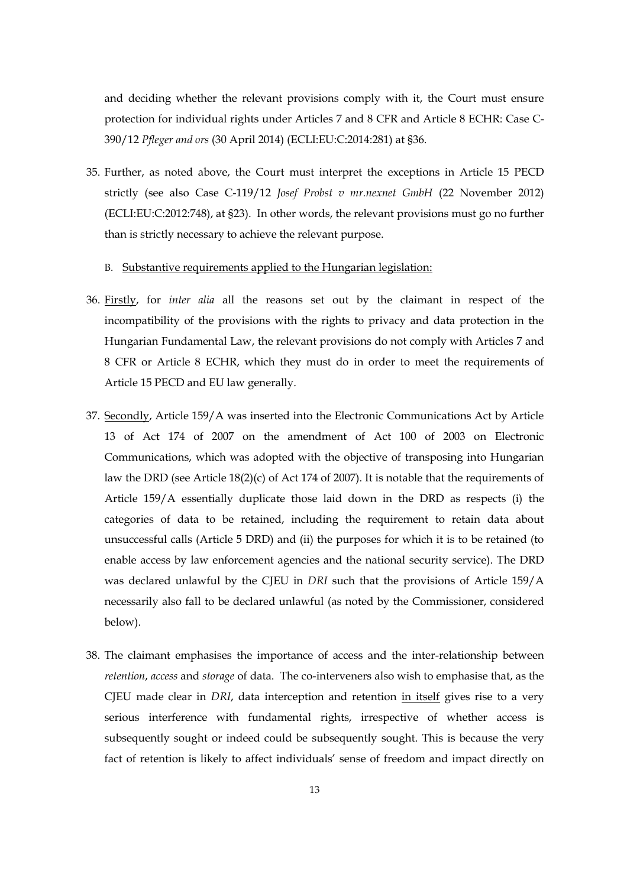and deciding whether the relevant provisions comply with it, the Court must ensure protection for individual rights under Articles 7 and 8 CFR and Article 8 ECHR: Case C-390/12 *Pfleger and ors* (30 April 2014) (ECLI:EU:C:2014:281) at §36.

35. Further, as noted above, the Court must interpret the exceptions in Article 15 PECD strictly (see also Case C-119/12 *Josef Probst v mr.nexnet GmbH* (22 November 2012) (ECLI:EU:C:2012:748), at §23). In other words, the relevant provisions must go no further than is strictly necessary to achieve the relevant purpose.

B. <u>Substantive requirements applied to the Hungarian legislation:</u>

36. <u>Firstly</u>, for *inter alia* all the reasons set out by the claimant in respect of the incompatibility of the provisions with the rights to privacy and data protection in the Hungarian Fundamental Law, the relevant provisions do not comply with Articles 7 and 8 CFR or Article 8 ECHR, which they must do in order to meet the requirements of Article 15 PECD and EU law generally.

37. <u>Secondly</u>, Article 159/A was inserted into the Electronic Communications Act by Article 13 of Act 174 of 2007 on the amendment of Act 100 of 2003 on Electronic Communications, which was adopted with the objective of transposing into Hungarian law the DRD (see Article 18(2)(c) of Act 174 of 2007). It is notable that the requirements of Article 159/A essentially duplicate those laid down in the DRD as respects (i) the categories of data to be retained, including the requirement to retain data about unsuccessful calls (Article 5 DRD) and (ii) the purposes for which it is to be retained (to enable access by law enforcement agencies and the national security service). The DRD was declared unlawful by the CJEU in *DRI* such that the provisions of Article 159/A necessarily also fall to be declared unlawful (as noted by the Commissioner, considered below).

38. The claimant emphasises the importance of access and the inter-relationship between *retention*, *access* and *storage* of data. The co-interveners also wish to emphasise that, as the CJEU made clear in *DRI*, data interception and retention <u>in itself</u> gives rise to a very serious interference with fundamental rights, irrespective of whether access is subsequently sought or indeed could be subsequently sought. This is because the very fact of retention is likely to affect individuals' sense of freedom and impact directly on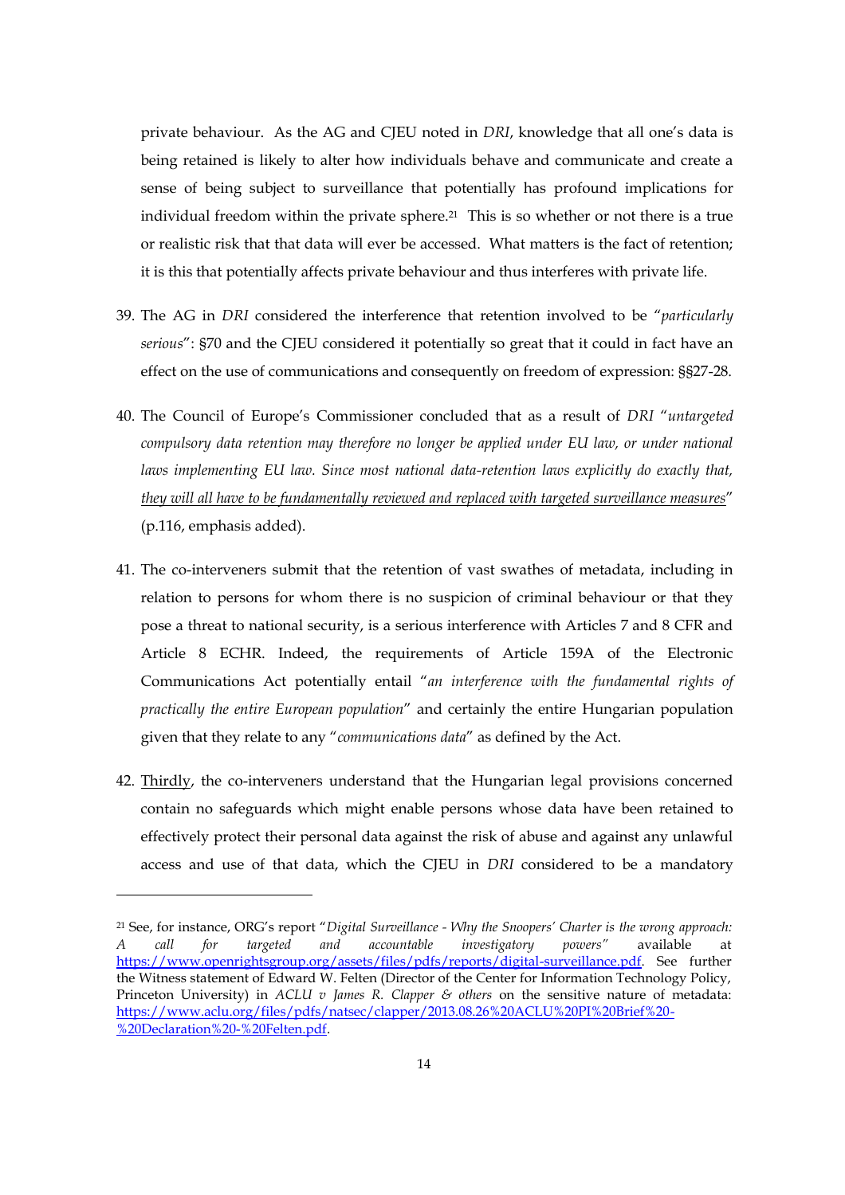private behaviour. As the AG and CJEU noted in *DRI*, knowledge that all one's data is being retained is likely to alter how individuals behave and communicate and create a sense of being subject to surveillance that potentially has profound implications for individual freedom within the private sphere.[21] This is so whether or not there is a true or realistic risk that that data will ever be accessed. What matters is the fact of retention; it is this that potentially affects private behaviour and thus interferes with private life.

39. The AG in *DRI* considered the interference that retention involved to be "*particularly serious*": §70 and the CJEU considered it potentially so great that it could in fact have an effect on the use of communications and consequently on freedom of expression: §§27-28.

40. The Council of Europe's Commissioner concluded that as a result of *DRI* "*untargeted compulsory data retention may therefore no longer be applied under EU law, or under national laws implementing EU law. Since most national data-retention laws explicitly do exactly that, <u>they will all have to be fundamentally reviewed and replaced with targeted surveillance measures</u>*" (p.116, emphasis added).

41. The co-interveners submit that the retention of vast swathes of metadata, including in relation to persons for whom there is no suspicion of criminal behaviour or that they pose a threat to national security, is a serious interference with Articles 7 and 8 CFR and Article 8 ECHR. Indeed, the requirements of Article 159A of the Electronic Communications Act potentially entail "*an interference with the fundamental rights of practically the entire European population*" and certainly the entire Hungarian population given that they relate to any "*communications data*" as defined by the Act.

42. <u>Thirdly</u>, the co-interveners understand that the Hungarian legal provisions concerned contain no safeguards which might enable persons whose data have been retained to effectively protect their personal data against the risk of abuse and against any unlawful access and use of that data, which the CJEU in *DRI* considered to be a mandatory

---

[21] See, for instance, ORG's report "*Digital Surveillance - Why the Snoopers' Charter is the wrong approach: A call for targeted and accountable investigatory powers*" available at https://www.openrightsgroup.org/assets/files/pdfs/reports/digital-surveillance.pdf. See further the Witness statement of Edward W. Felten (Director of the Center for Information Technology Policy, Princeton University) in *ACLU v James R. Clapper & others* on the sensitive nature of metadata: https://www.aclu.org/files/pdfs/natsec/clapper/2013.08.26%20ACLU%20PI%20Brief%20-%20Declaration%20-%20Felten.pdf.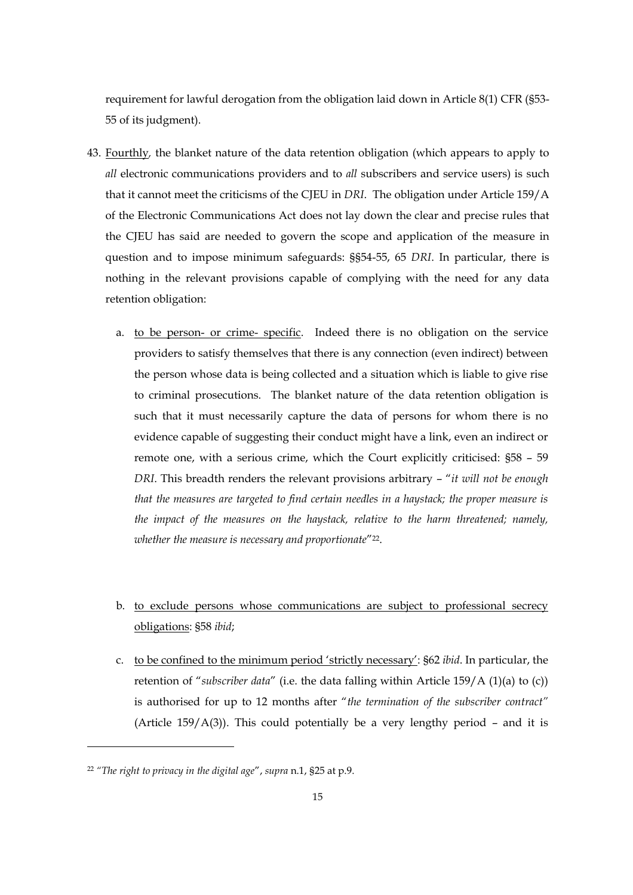requirement for lawful derogation from the obligation laid down in Article 8(1) CFR (§53-55 of its judgment).

43. Fourthly, the blanket nature of the data retention obligation (which appears to apply to *all* electronic communications providers and to *all* subscribers and service users) is such that it cannot meet the criticisms of the CJEU in *DRI*. The obligation under Article 159/A of the Electronic Communications Act does not lay down the clear and precise rules that the CJEU has said are needed to govern the scope and application of the measure in question and to impose minimum safeguards: §§54-55, 65 *DRI*. In particular, there is nothing in the relevant provisions capable of complying with the need for any data retention obligation:

    a. to be person- or crime- specific. Indeed there is no obligation on the service providers to satisfy themselves that there is any connection (even indirect) between the person whose data is being collected and a situation which is liable to give rise to criminal prosecutions. The blanket nature of the data retention obligation is such that it must necessarily capture the data of persons for whom there is no evidence capable of suggesting their conduct might have a link, even an indirect or remote one, with a serious crime, which the Court explicitly criticised: §58 – 59 *DRI*. This breadth renders the relevant provisions arbitrary – "*it will not be enough that the measures are targeted to find certain needles in a haystack; the proper measure is the impact of the measures on the haystack, relative to the harm threatened; namely, whether the measure is necessary and proportionate*"[22].

    b. to exclude persons whose communications are subject to professional secrecy obligations: §58 *ibid*;

    c. to be confined to the minimum period 'strictly necessary': §62 *ibid*. In particular, the retention of "*subscriber data*" (i.e. the data falling within Article 159/A (1)(a) to (c)) is authorised for up to 12 months after "*the termination of the subscriber contract*" (Article 159/A(3)). This could potentially be a very lengthy period – and it is

[22] "*The right to privacy in the digital age*", *supra* n.1, §25 at p.9.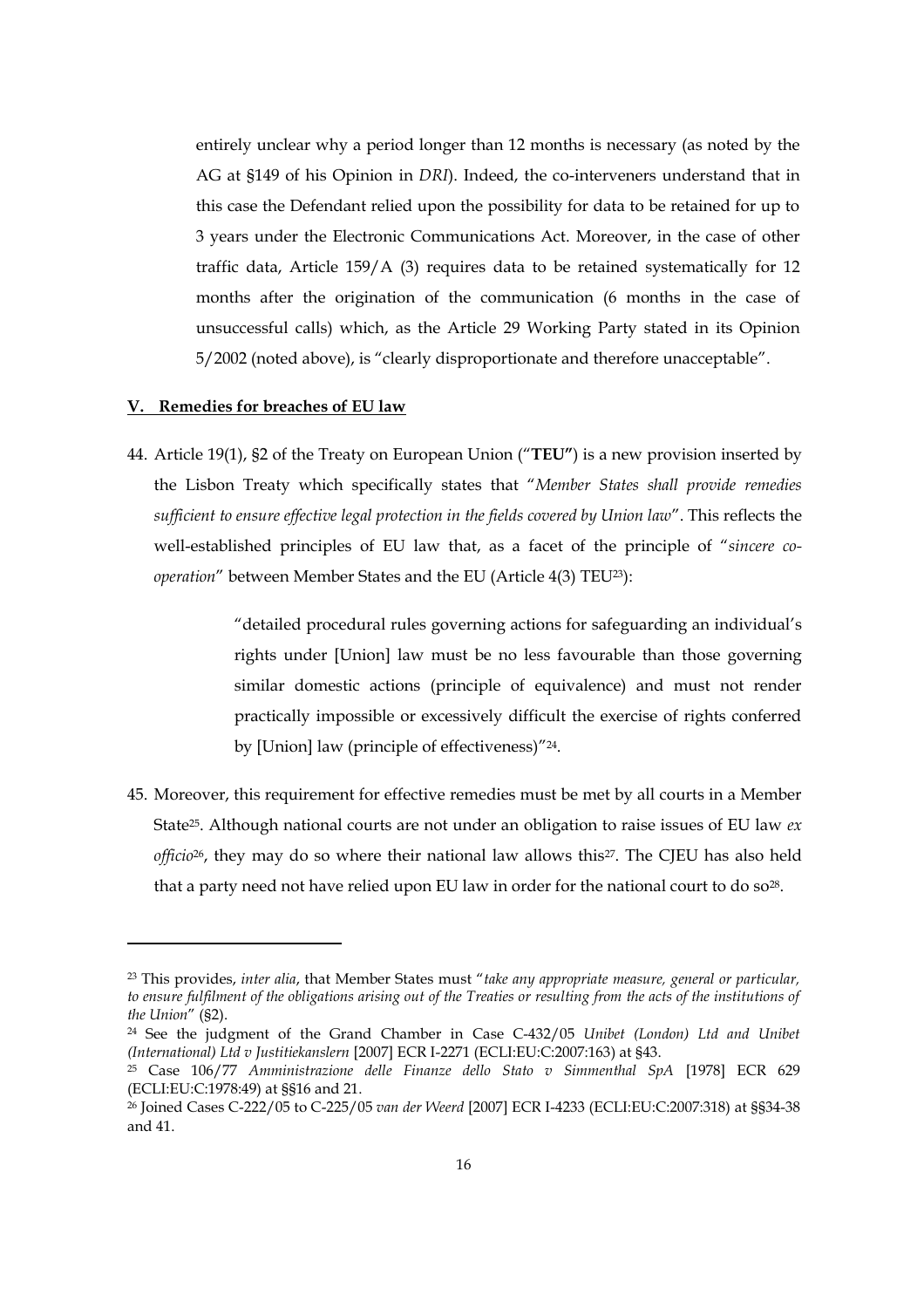entirely unclear why a period longer than 12 months is necessary (as noted by the AG at §149 of his Opinion in *DRI*). Indeed, the co-interveners understand that in this case the Defendant relied upon the possibility for data to be retained for up to 3 years under the Electronic Communications Act. Moreover, in the case of other traffic data, Article 159/A (3) requires data to be retained systematically for 12 months after the origination of the communication (6 months in the case of unsuccessful calls) which, as the Article 29 Working Party stated in its Opinion 5/2002 (noted above), is "clearly disproportionate and therefore unacceptable".

## V. Remedies for breaches of EU law

44. Article 19(1), §2 of the Treaty on European Union ("**TEU"**) is a new provision inserted by the Lisbon Treaty which specifically states that "*Member States shall provide remedies sufficient to ensure effective legal protection in the fields covered by Union law*". This reflects the well-established principles of EU law that, as a facet of the principle of "*sincere co-operation*" between Member States and the EU (Article 4(3) TEU[23]):

> "detailed procedural rules governing actions for safeguarding an individual's rights under [Union] law must be no less favourable than those governing similar domestic actions (principle of equivalence) and must not render practically impossible or excessively difficult the exercise of rights conferred by [Union] law (principle of effectiveness)"[24].

45. Moreover, this requirement for effective remedies must be met by all courts in a Member State[25]. Although national courts are not under an obligation to raise issues of EU law *ex officio*[26], they may do so where their national law allows this[27]. The CJEU has also held that a party need not have relied upon EU law in order for the national court to do so[28].

---

[23] This provides, *inter alia*, that Member States must "*take any appropriate measure, general or particular, to ensure fulfilment of the obligations arising out of the Treaties or resulting from the acts of the institutions of the Union*" (§2).

[24] See the judgment of the Grand Chamber in Case C-432/05 *Unibet (London) Ltd and Unibet (International) Ltd v Justitiekanslern* [2007] ECR I-2271 (ECLI:EU:C:2007:163) at §43.

[25] Case 106/77 *Amministrazione delle Finanze dello Stato v Simmenthal SpA* [1978] ECR 629 (ECLI:EU:C:1978:49) at §§16 and 21.

[26] Joined Cases C-222/05 to C-225/05 *van der Weerd* [2007] ECR I-4233 (ECLI:EU:C:2007:318) at §§34-38 and 41.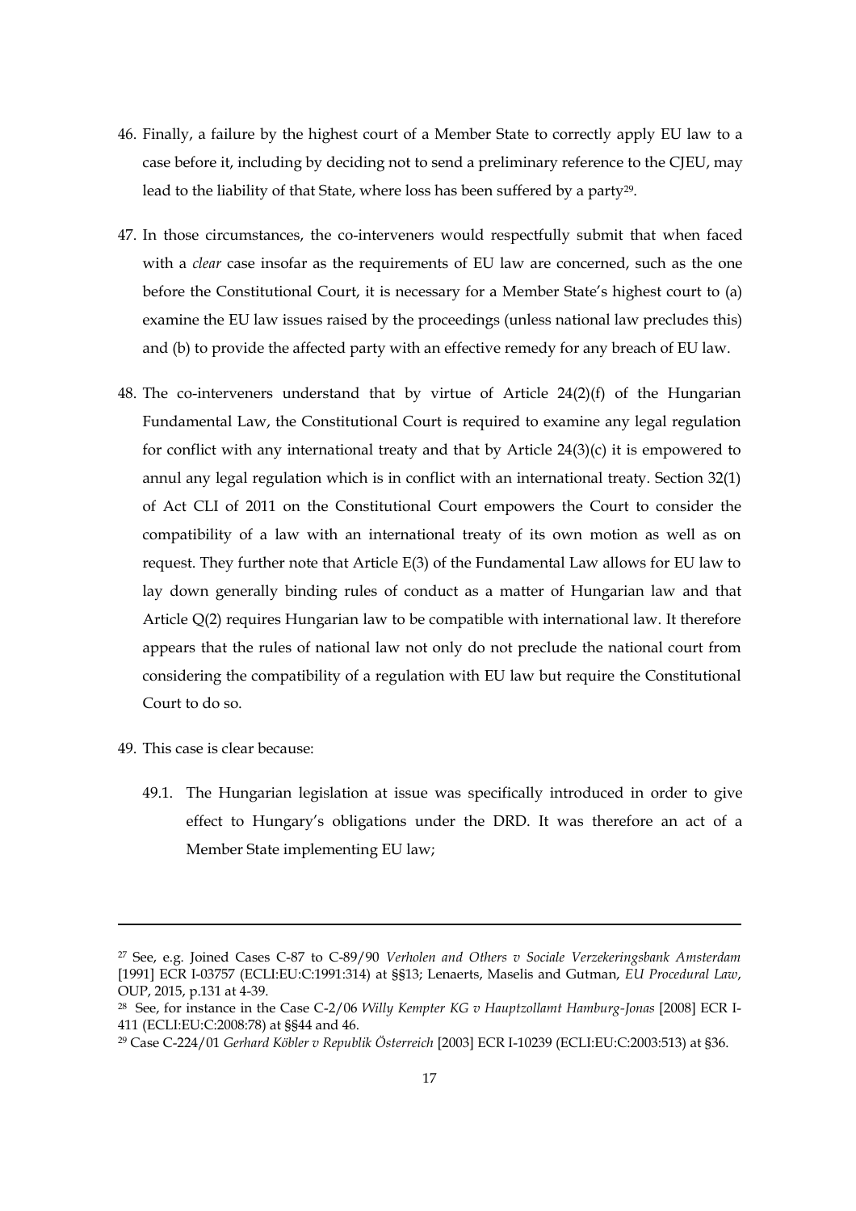46. Finally, a failure by the highest court of a Member State to correctly apply EU law to a case before it, including by deciding not to send a preliminary reference to the CJEU, may lead to the liability of that State, where loss has been suffered by a party[29].

47. In those circumstances, the co-interveners would respectfully submit that when faced with a *clear* case insofar as the requirements of EU law are concerned, such as the one before the Constitutional Court, it is necessary for a Member State's highest court to (a) examine the EU law issues raised by the proceedings (unless national law precludes this) and (b) to provide the affected party with an effective remedy for any breach of EU law.

48. The co-interveners understand that by virtue of Article 24(2)(f) of the Hungarian Fundamental Law, the Constitutional Court is required to examine any legal regulation for conflict with any international treaty and that by Article 24(3)(c) it is empowered to annul any legal regulation which is in conflict with an international treaty. Section 32(1) of Act CLI of 2011 on the Constitutional Court empowers the Court to consider the compatibility of a law with an international treaty of its own motion as well as on request. They further note that Article E(3) of the Fundamental Law allows for EU law to lay down generally binding rules of conduct as a matter of Hungarian law and that Article Q(2) requires Hungarian law to be compatible with international law. It therefore appears that the rules of national law not only do not preclude the national court from considering the compatibility of a regulation with EU law but require the Constitutional Court to do so.

49. This case is clear because:

    49.1. The Hungarian legislation at issue was specifically introduced in order to give effect to Hungary's obligations under the DRD. It was therefore an act of a Member State implementing EU law;

---

[27] See, e.g. Joined Cases C-87 to C-89/90 *Verholen and Others v Sociale Verzekeringsbank Amsterdam* [1991] ECR I-03757 (ECLI:EU:C:1991:314) at §§13; Lenaerts, Maselis and Gutman, *EU Procedural Law*, OUP, 2015, p.131 at 4-39.

[28] See, for instance in the Case C-2/06 *Willy Kempter KG v Hauptzollamt Hamburg-Jonas* [2008] ECR I-411 (ECLI:EU:C:2008:78) at §§44 and 46.

[29] Case C-224/01 *Gerhard Köbler v Republik Österreich* [2003] ECR I-10239 (ECLI:EU:C:2003:513) at §36.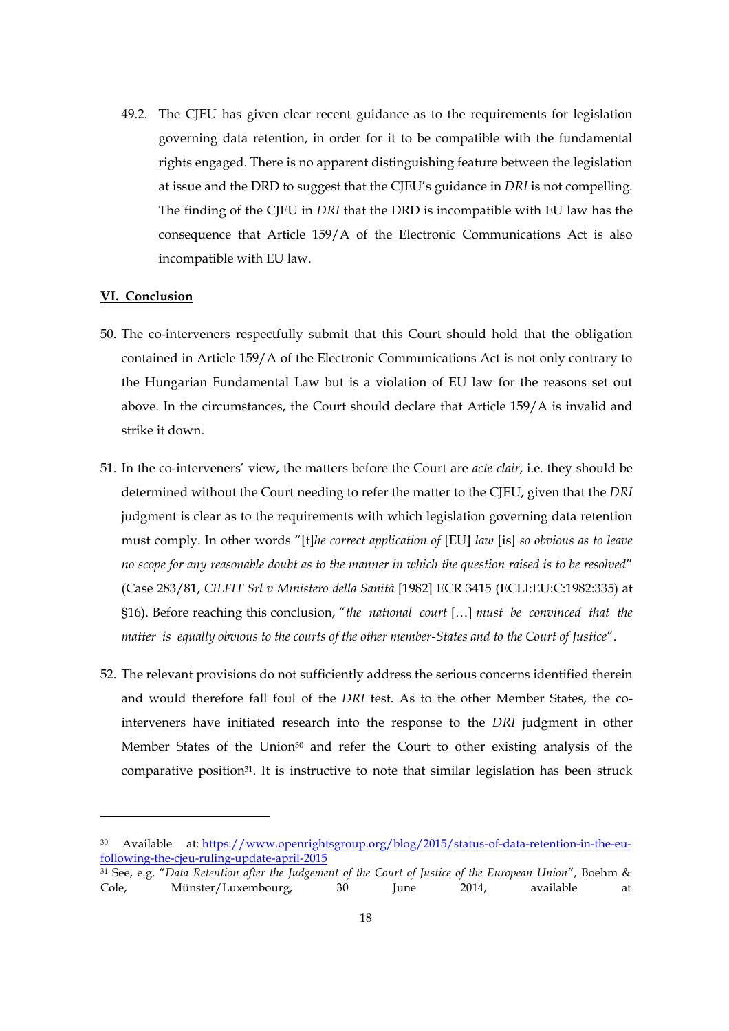49.2. The CJEU has given clear recent guidance as to the requirements for legislation governing data retention, in order for it to be compatible with the fundamental rights engaged. There is no apparent distinguishing feature between the legislation at issue and the DRD to suggest that the CJEU's guidance in *DRI* is not compelling. The finding of the CJEU in *DRI* that the DRD is incompatible with EU law has the consequence that Article 159/A of the Electronic Communications Act is also incompatible with EU law.

## VI. Conclusion

50. The co-interveners respectfully submit that this Court should hold that the obligation contained in Article 159/A of the Electronic Communications Act is not only contrary to the Hungarian Fundamental Law but is a violation of EU law for the reasons set out above. In the circumstances, the Court should declare that Article 159/A is invalid and strike it down.

51. In the co-interveners' view, the matters before the Court are *acte clair*, i.e. they should be determined without the Court needing to refer the matter to the CJEU, given that the *DRI* judgment is clear as to the requirements with which legislation governing data retention must comply. In other words "[t]*he correct application of* [EU] *law* [is] *so obvious as to leave no scope for any reasonable doubt as to the manner in which the question raised is to be resolved*" (Case 283/81, *CILFIT Srl v Ministero della Sanità* [1982] ECR 3415 (ECLI:EU:C:1982:335) at §16). Before reaching this conclusion, "*the national court* […] *must be convinced that the matter is equally obvious to the courts of the other member-States and to the Court of Justice*".

52. The relevant provisions do not sufficiently address the serious concerns identified therein and would therefore fall foul of the *DRI* test. As to the other Member States, the co-interveners have initiated research into the response to the *DRI* judgment in other Member States of the Union[30] and refer the Court to other existing analysis of the comparative position[31]. It is instructive to note that similar legislation has been struck

---

[30] Available at: https://www.openrightsgroup.org/blog/2015/status-of-data-retention-in-the-eu-following-the-cjeu-ruling-update-april-2015

[31] See, e.g. "*Data Retention after the Judgement of the Court of Justice of the European Union*", Boehm & Cole, Münster/Luxembourg, 30 June 2014, available at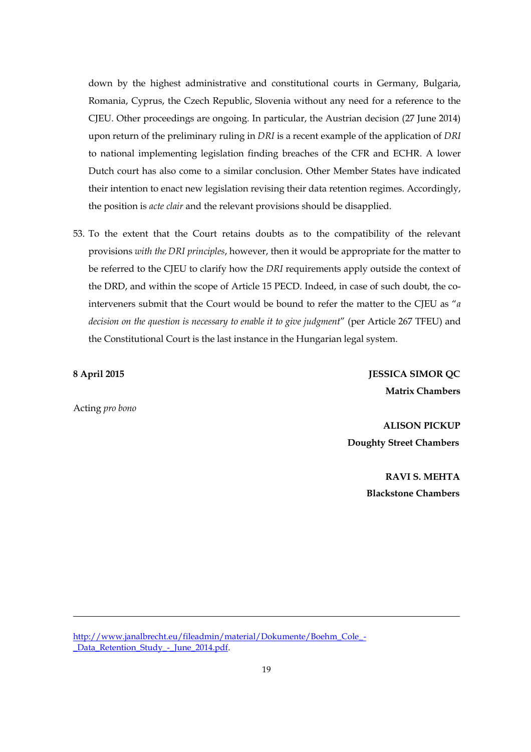down by the highest administrative and constitutional courts in Germany, Bulgaria, Romania, Cyprus, the Czech Republic, Slovenia without any need for a reference to the CJEU. Other proceedings are ongoing. In particular, the Austrian decision (27 June 2014) upon return of the preliminary ruling in *DRI* is a recent example of the application of *DRI* to national implementing legislation finding breaches of the CFR and ECHR. A lower Dutch court has also come to a similar conclusion. Other Member States have indicated their intention to enact new legislation revising their data retention regimes. Accordingly, the position is *acte clair* and the relevant provisions should be disapplied.

53. To the extent that the Court retains doubts as to the compatibility of the relevant provisions *with the DRI principles*, however, then it would be appropriate for the matter to be referred to the CJEU to clarify how the *DRI* requirements apply outside the context of the DRD, and within the scope of Article 15 PECD. Indeed, in case of such doubt, the co-interveners submit that the Court would be bound to refer the matter to the CJEU as "*a decision on the question is necessary to enable it to give judgment*" (per Article 267 TFEU) and the Constitutional Court is the last instance in the Hungarian legal system.

**8 April 2015**

Acting *pro bono*

**JESSICA SIMOR QC**
**Matrix Chambers**

**ALISON PICKUP**
**Doughty Street Chambers**

**RAVI S. MEHTA**
**Blackstone Chambers**

---

http://www.janalbrecht.eu/fileadmin/material/Dokumente/Boehm_Cole_-_Data_Retention_Study_-_June_2014.pdf.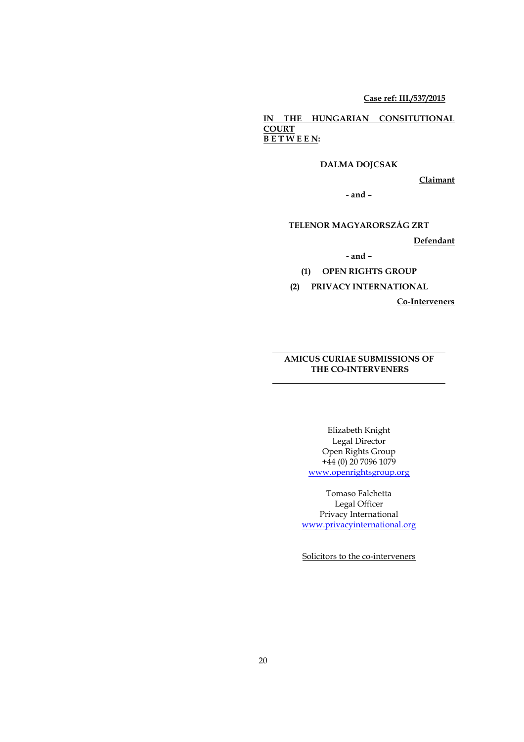**Case ref: III./537/2015**

**IN THE HUNGARIAN CONSITUTIONAL COURT**
**B E T W E E N:**

**DALMA DOJCSAK**

**Claimant**

**- and –**

**TELENOR MAGYARORSZÁG ZRT**

**Defendant**

**- and –**

**(1) OPEN RIGHTS GROUP**

**(2) PRIVACY INTERNATIONAL**

**Co-Interveners**

---

**AMICUS CURIAE SUBMISSIONS OF THE CO-INTERVENERS**

---

Elizabeth Knight
Legal Director
Open Rights Group
+44 (0) 20 7096 1079
www.openrightsgroup.org

Tomaso Falchetta
Legal Officer
Privacy International
www.privacyinternational.org

Solicitors to the co-interveners